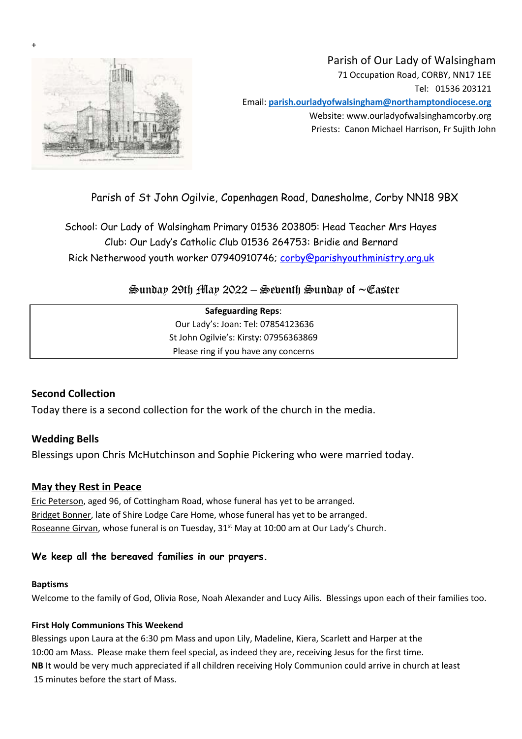+

Parish of Our Lady of Walsingham
71 Occupation Road, CORBY, NN17 1EE
Tel: 01536 203121
Email: **parish.ourladyofwalsingham@northamptondiocese.org**
Website: www.ourladyofwalsinghamcorby.org
Priests: Canon Michael Harrison, Fr Sujith John

Parish of St John Ogilvie, Copenhagen Road, Danesholme, Corby NN18 9BX

School: Our Lady of Walsingham Primary 01536 203805: Head Teacher Mrs Hayes
Club: Our Lady's Catholic Club 01536 264753: Bridie and Bernard
Rick Netherwood youth worker 07940910746; corby@parishyouthministry.org.uk

## Sunday 29th May 2022 – Seventh Sunday of ~Easter

**Safeguarding Reps**:
Our Lady's: Joan: Tel: 07854123636
St John Ogilvie's: Kirsty: 07956363869
Please ring if you have any concerns

### Second Collection

Today there is a second collection for the work of the church in the media.

### Wedding Bells

Blessings upon Chris McHutchinson and Sophie Pickering who were married today.

### May they Rest in Peace

Eric Peterson, aged 96, of Cottingham Road, whose funeral has yet to be arranged.
Bridget Bonner, late of Shire Lodge Care Home, whose funeral has yet to be arranged.
Roseanne Girvan, whose funeral is on Tuesday, 31st May at 10:00 am at Our Lady's Church.

**We keep all the bereaved families in our prayers.**

#### Baptisms

Welcome to the family of God, Olivia Rose, Noah Alexander and Lucy Ailis. Blessings upon each of their families too.

#### First Holy Communions This Weekend

Blessings upon Laura at the 6:30 pm Mass and upon Lily, Madeline, Kiera, Scarlett and Harper at the 10:00 am Mass. Please make them feel special, as indeed they are, receiving Jesus for the first time.
**NB** It would be very much appreciated if all children receiving Holy Communion could arrive in church at least 15 minutes before the start of Mass.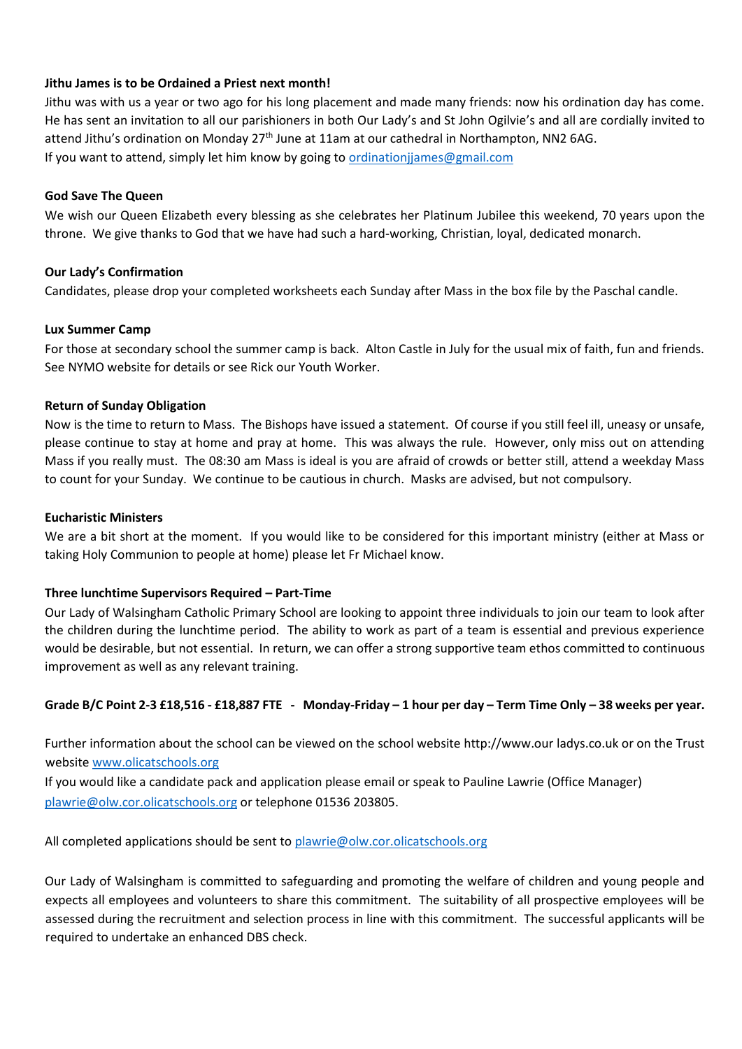**Jithu James is to be Ordained a Priest next month!**

Jithu was with us a year or two ago for his long placement and made many friends: now his ordination day has come. He has sent an invitation to all our parishioners in both Our Lady's and St John Ogilvie's and all are cordially invited to attend Jithu's ordination on Monday 27th June at 11am at our cathedral in Northampton, NN2 6AG.

If you want to attend, simply let him know by going to ordinationjjames@gmail.com

**God Save The Queen**

We wish our Queen Elizabeth every blessing as she celebrates her Platinum Jubilee this weekend, 70 years upon the throne. We give thanks to God that we have had such a hard-working, Christian, loyal, dedicated monarch.

**Our Lady's Confirmation**

Candidates, please drop your completed worksheets each Sunday after Mass in the box file by the Paschal candle.

**Lux Summer Camp**

For those at secondary school the summer camp is back. Alton Castle in July for the usual mix of faith, fun and friends. See NYMO website for details or see Rick our Youth Worker.

**Return of Sunday Obligation**

Now is the time to return to Mass. The Bishops have issued a statement. Of course if you still feel ill, uneasy or unsafe, please continue to stay at home and pray at home. This was always the rule. However, only miss out on attending Mass if you really must. The 08:30 am Mass is ideal is you are afraid of crowds or better still, attend a weekday Mass to count for your Sunday. We continue to be cautious in church. Masks are advised, but not compulsory.

**Eucharistic Ministers**

We are a bit short at the moment. If you would like to be considered for this important ministry (either at Mass or taking Holy Communion to people at home) please let Fr Michael know.

**Three lunchtime Supervisors Required – Part-Time**

Our Lady of Walsingham Catholic Primary School are looking to appoint three individuals to join our team to look after the children during the lunchtime period. The ability to work as part of a team is essential and previous experience would be desirable, but not essential. In return, we can offer a strong supportive team ethos committed to continuous improvement as well as any relevant training.

**Grade B/C Point 2-3 £18,516 - £18,887 FTE - Monday-Friday – 1 hour per day – Term Time Only – 38 weeks per year.**

Further information about the school can be viewed on the school website http://www.our ladys.co.uk or on the Trust website www.olicatschools.org

If you would like a candidate pack and application please email or speak to Pauline Lawrie (Office Manager) plawrie@olw.cor.olicatschools.org or telephone 01536 203805.

All completed applications should be sent to plawrie@olw.cor.olicatschools.org

Our Lady of Walsingham is committed to safeguarding and promoting the welfare of children and young people and expects all employees and volunteers to share this commitment. The suitability of all prospective employees will be assessed during the recruitment and selection process in line with this commitment. The successful applicants will be required to undertake an enhanced DBS check.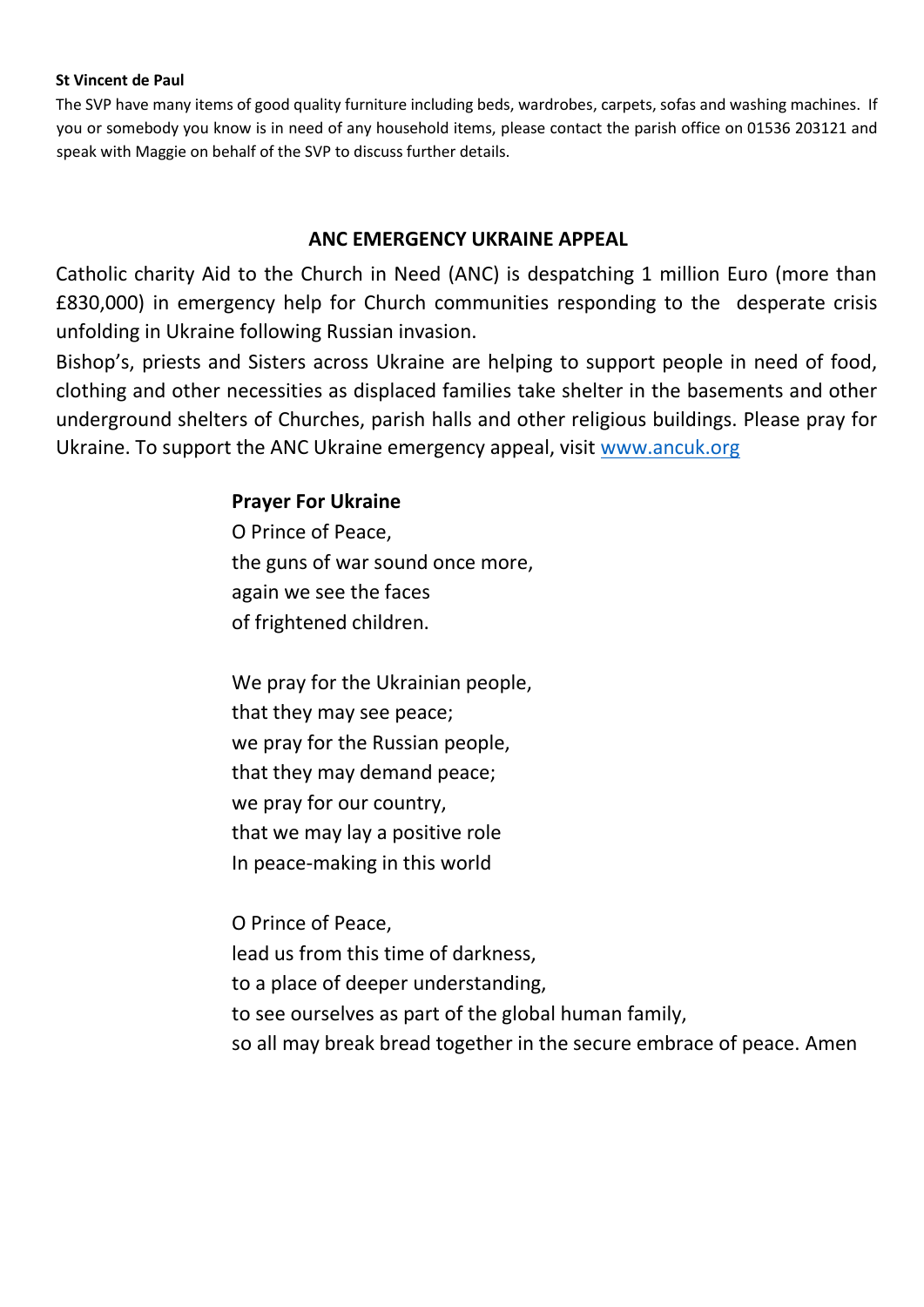**St Vincent de Paul**

The SVP have many items of good quality furniture including beds, wardrobes, carpets, sofas and washing machines. If you or somebody you know is in need of any household items, please contact the parish office on 01536 203121 and speak with Maggie on behalf of the SVP to discuss further details.

## ANC EMERGENCY UKRAINE APPEAL

Catholic charity Aid to the Church in Need (ANC) is despatching 1 million Euro (more than £830,000) in emergency help for Church communities responding to the desperate crisis unfolding in Ukraine following Russian invasion.

Bishop's, priests and Sisters across Ukraine are helping to support people in need of food, clothing and other necessities as displaced families take shelter in the basements and other underground shelters of Churches, parish halls and other religious buildings. Please pray for Ukraine. To support the ANC Ukraine emergency appeal, visit [www.ancuk.org](http://www.ancuk.org)

**Prayer For Ukraine**

O Prince of Peace,
the guns of war sound once more,
again we see the faces
of frightened children.

We pray for the Ukrainian people,
that they may see peace;
we pray for the Russian people,
that they may demand peace;
we pray for our country,
that we may lay a positive role
In peace-making in this world

O Prince of Peace,
lead us from this time of darkness,
to a place of deeper understanding,
to see ourselves as part of the global human family,
so all may break bread together in the secure embrace of peace. Amen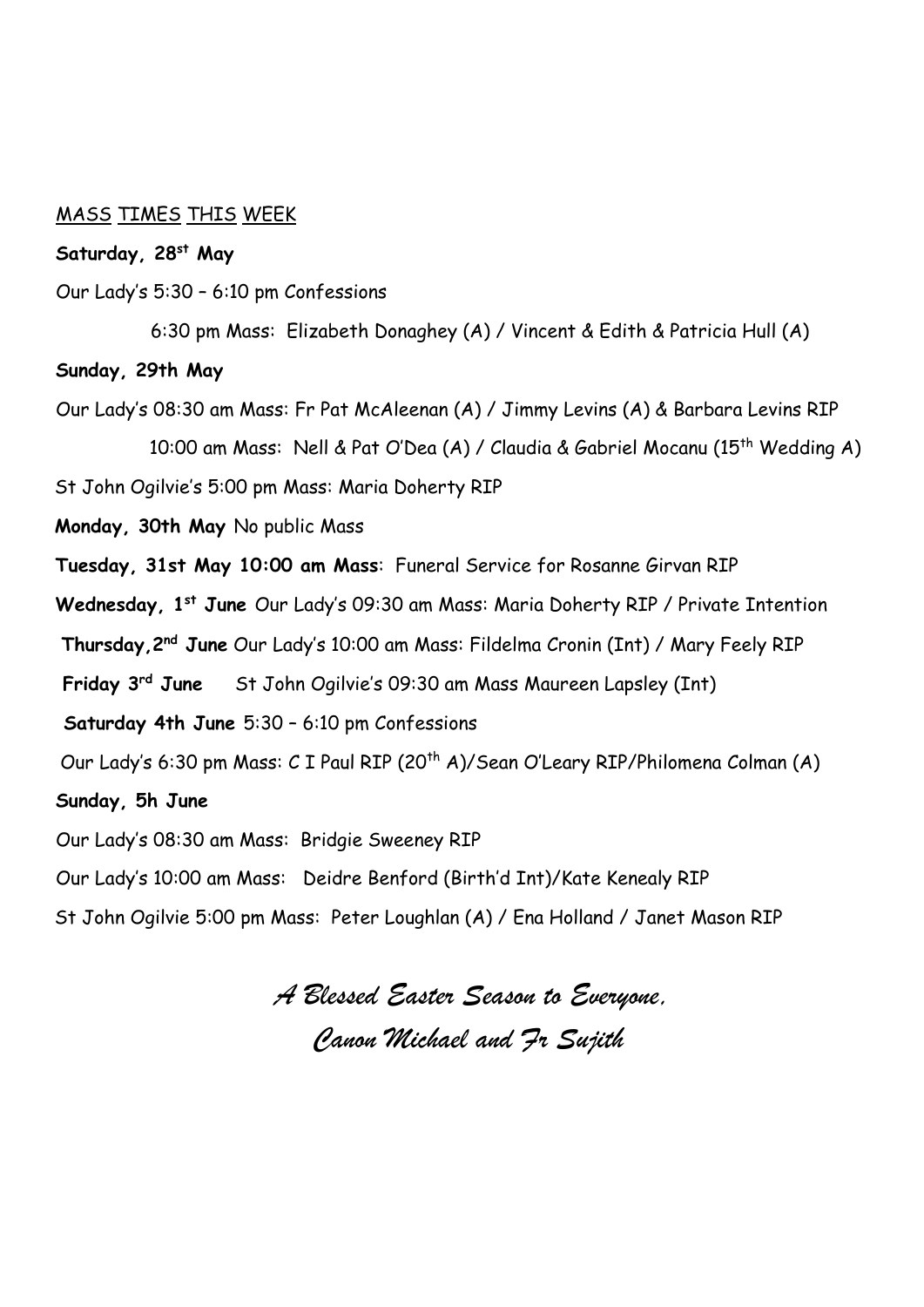MASS TIMES THIS WEEK

**Saturday, 28st May**

Our Lady's 5:30 – 6:10 pm Confessions

6:30 pm Mass: Elizabeth Donaghey (A) / Vincent & Edith & Patricia Hull (A)

**Sunday, 29th May**

Our Lady's 08:30 am Mass: Fr Pat McAleenan (A) / Jimmy Levins (A) & Barbara Levins RIP

10:00 am Mass: Nell & Pat O'Dea (A) / Claudia & Gabriel Mocanu (15th Wedding A)

St John Ogilvie's 5:00 pm Mass: Maria Doherty RIP

**Monday, 30th May** No public Mass

**Tuesday, 31st May 10:00 am Mass**: Funeral Service for Rosanne Girvan RIP

**Wednesday, 1st June** Our Lady's 09:30 am Mass: Maria Doherty RIP / Private Intention

**Thursday, 2nd June** Our Lady's 10:00 am Mass: Fildelma Cronin (Int) / Mary Feely RIP

**Friday 3rd June** St John Ogilvie's 09:30 am Mass Maureen Lapsley (Int)

**Saturday 4th June** 5:30 – 6:10 pm Confessions

Our Lady's 6:30 pm Mass: C I Paul RIP (20th A)/Sean O'Leary RIP/Philomena Colman (A)

**Sunday, 5h June**

Our Lady's 08:30 am Mass: Bridgie Sweeney RIP

Our Lady's 10:00 am Mass: Deidre Benford (Birth'd Int)/Kate Kenealy RIP

St John Ogilvie 5:00 pm Mass: Peter Loughlan (A) / Ena Holland / Janet Mason RIP

*A Blessed Easter Season to Everyone,*

*Canon Michael and Fr Sujith*